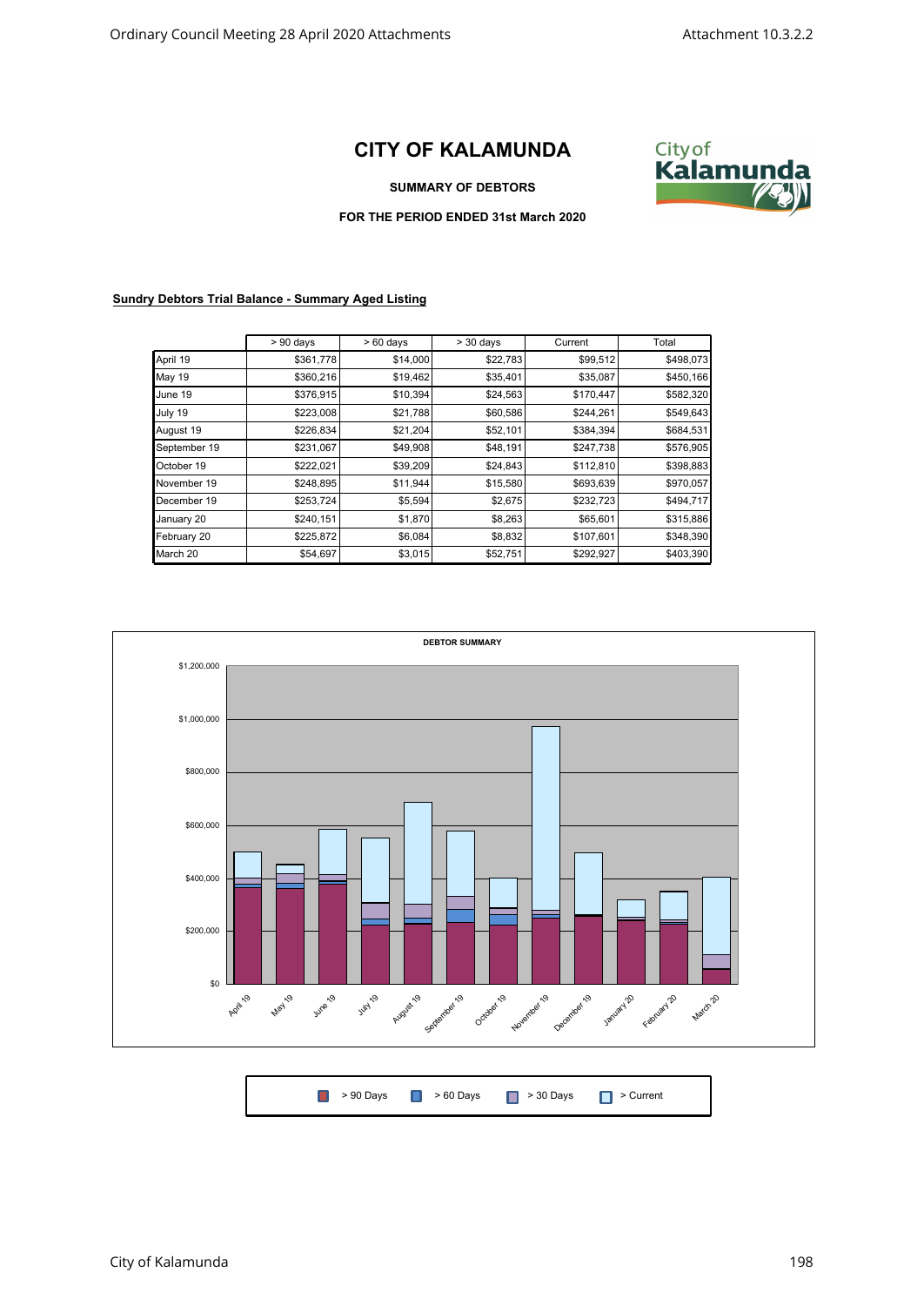# CITY OF KALAMUNDA

**SUMMARY OF DEBTORS**

**FOR THE PERIOD ENDED 31st March 2020**

**Sundry Debtors Trial Balance - Summary Aged Listing**

| | > 90 days | > 60 days | > 30 days | Current | Total |
|---|---|---|---|---|---|
| April 19 | $361,778 | $14,000 | $22,783 | $99,512 | $498,073 |
| May 19 | $360,216 | $19,462 | $35,401 | $35,087 | $450,166 |
| June 19 | $376,915 | $10,394 | $24,563 | $170,447 | $582,320 |
| July 19 | $223,008 | $21,788 | $60,586 | $244,261 | $549,643 |
| August 19 | $226,834 | $21,204 | $52,101 | $384,394 | $684,531 |
| September 19 | $231,067 | $49,908 | $48,191 | $247,738 | $576,905 |
| October 19 | $222,021 | $39,209 | $24,843 | $112,810 | $398,883 |
| November 19 | $248,895 | $11,944 | $15,580 | $693,639 | $970,057 |
| December 19 | $253,724 | $5,594 | $2,675 | $232,723 | $494,717 |
| January 20 | $240,151 | $1,870 | $8,263 | $65,601 | $315,886 |
| February 20 | $225,872 | $6,084 | $8,832 | $107,601 | $348,390 |
| March 20 | $54,697 | $3,015 | $52,751 | $292,927 | $403,390 |

**DEBTOR SUMMARY**

> 90 Days | > 60 Days | > 30 Days | > Current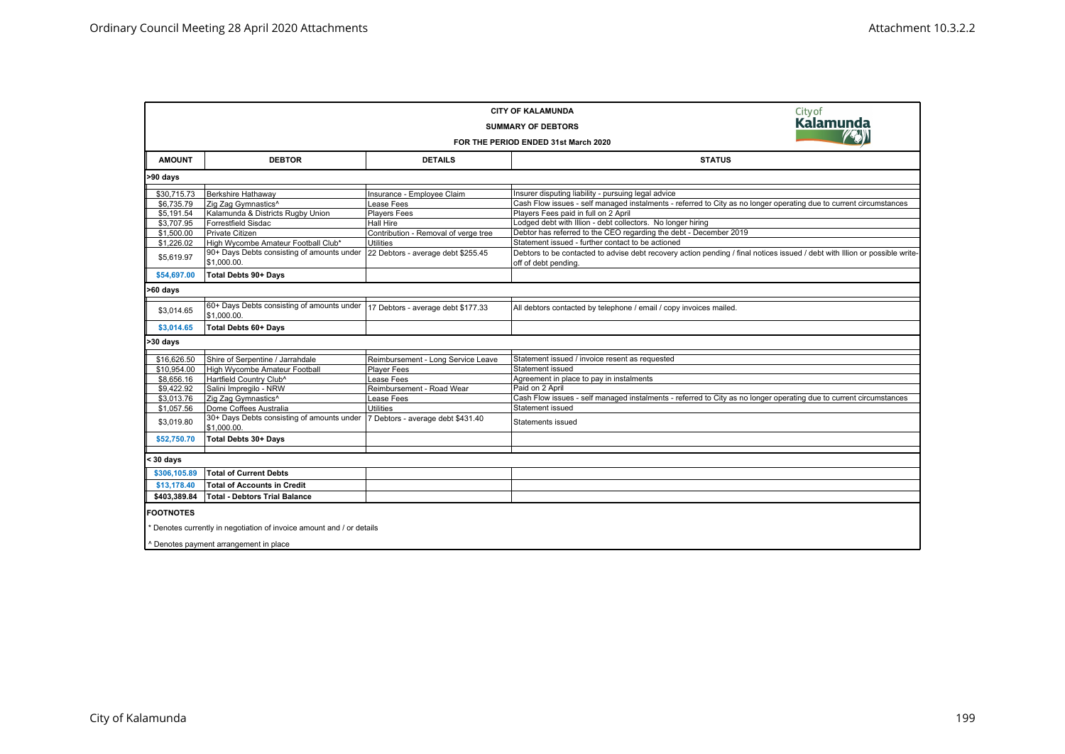**CITY OF KALAMUNDA**

**SUMMARY OF DEBTORS**

**FOR THE PERIOD ENDED 31st March 2020**

| AMOUNT | DEBTOR | DETAILS | STATUS |
|---|---|---|---|
| **>90 days** | | | |
| $30,715.73 | Berkshire Hathaway | Insurance - Employee Claim | Insurer disputing liability - pursuing legal advice |
| $6,735.79 | Zig Zag Gymnastics^ | Lease Fees | Cash Flow issues - self managed instalments - referred to City as no longer operating due to current circumstances |
| $5,191.54 | Kalamunda & Districts Rugby Union | Players Fees | Players Fees paid in full on 2 April |
| $3,707.95 | Forrestfield Sisdac | Hall Hire | Lodged debt with Illion - debt collectors. No longer hiring |
| $1,500.00 | Private Citizen | Contribution - Removal of verge tree | Debtor has referred to the CEO regarding the debt - December 2019 |
| $1,226.02 | High Wycombe Amateur Football Club* | Utilities | Statement issued - further contact to be actioned |
| $5,619.97 | 90+ Days Debts consisting of amounts under $1,000.00. | 22 Debtors - average debt $255.45 | Debtors to be contacted to advise debt recovery action pending / final notices issued / debt with Illion or possible write-off of debt pending. |
| **$54,697.00** | **Total Debts 90+ Days** | | |
| **>60 days** | | | |
| $3,014.65 | 60+ Days Debts consisting of amounts under $1,000.00. | 17 Debtors - average debt $177.33 | All debtors contacted by telephone / email / copy invoices mailed. |
| **$3,014.65** | **Total Debts 60+ Days** | | |
| **>30 days** | | | |
| $16,626.50 | Shire of Serpentine / Jarrahdale | Reimbursement - Long Service Leave | Statement issued / invoice resent as requested |
| $10,954.00 | High Wycombe Amateur Football | Player Fees | Statement issued |
| $8,656.16 | Hartfield Country Club^ | Lease Fees | Agreement in place to pay in instalments |
| $9,422.92 | Salini Impregilo - NRW | Reimbursement - Road Wear | Paid on 2 April |
| $3,013.76 | Zig Zag Gymnastics^ | Lease Fees | Cash Flow issues - self managed instalments - referred to City as no longer operating due to current circumstances |
| $1,057.56 | Dome Coffees Australia | Utilities | Statement issued |
| $3,019.80 | 30+ Days Debts consisting of amounts under $1,000.00. | 7 Debtors - average debt $431.40 | Statements issued |
| **$52,750.70** | **Total Debts 30+ Days** | | |
| **< 30 days** | | | |
| **$306,105.89** | **Total of Current Debts** | | |
| **$13,178.40** | **Total of Accounts in Credit** | | |
| **$403,389.84** | **Total - Debtors Trial Balance** | | |

**FOOTNOTES**

* Denotes currently in negotiation of invoice amount and / or details

^ Denotes payment arrangement in place